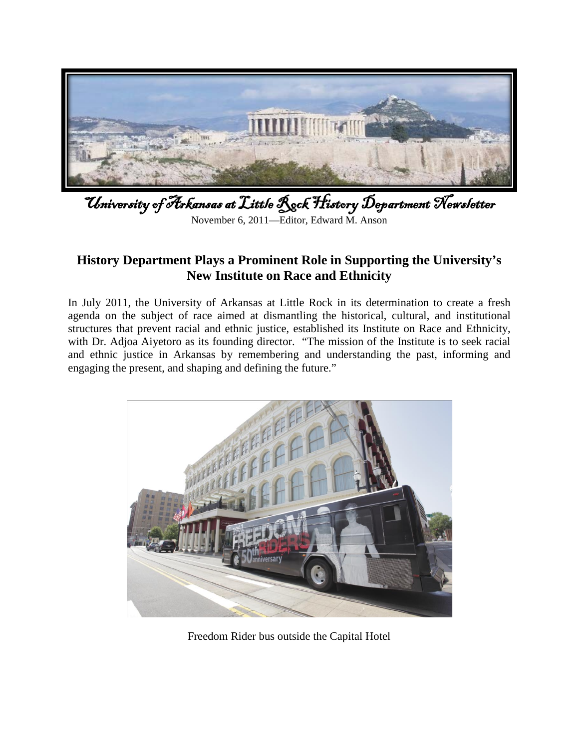# University of Arkansas at Little Rock History Department Newsletter

November 6, 2011—Editor, Edward M. Anson

## History Department Plays a Prominent Role in Supporting the University's New Institute on Race and Ethnicity

In July 2011, the University of Arkansas at Little Rock in its determination to create a fresh agenda on the subject of race aimed at dismantling the historical, cultural, and institutional structures that prevent racial and ethnic justice, established its Institute on Race and Ethnicity, with Dr. Adjoa Aiyetoro as its founding director. "The mission of the Institute is to seek racial and ethnic justice in Arkansas by remembering and understanding the past, informing and engaging the present, and shaping and defining the future."

Freedom Rider bus outside the Capital Hotel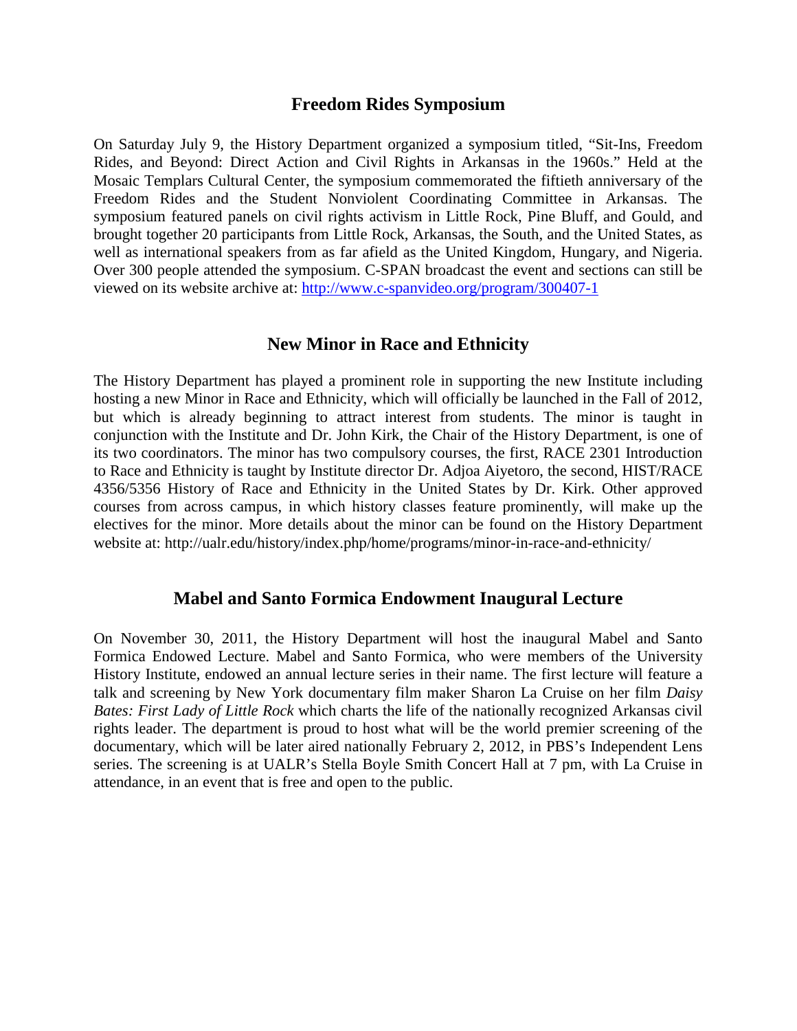## Freedom Rides Symposium

On Saturday July 9, the History Department organized a symposium titled, "Sit-Ins, Freedom Rides, and Beyond: Direct Action and Civil Rights in Arkansas in the 1960s." Held at the Mosaic Templars Cultural Center, the symposium commemorated the fiftieth anniversary of the Freedom Rides and the Student Nonviolent Coordinating Committee in Arkansas. The symposium featured panels on civil rights activism in Little Rock, Pine Bluff, and Gould, and brought together 20 participants from Little Rock, Arkansas, the South, and the United States, as well as international speakers from as far afield as the United Kingdom, Hungary, and Nigeria. Over 300 people attended the symposium. C-SPAN broadcast the event and sections can still be viewed on its website archive at: http://www.c-spanvideo.org/program/300407-1

## New Minor in Race and Ethnicity

The History Department has played a prominent role in supporting the new Institute including hosting a new Minor in Race and Ethnicity, which will officially be launched in the Fall of 2012, but which is already beginning to attract interest from students. The minor is taught in conjunction with the Institute and Dr. John Kirk, the Chair of the History Department, is one of its two coordinators. The minor has two compulsory courses, the first, RACE 2301 Introduction to Race and Ethnicity is taught by Institute director Dr. Adjoa Aiyetoro, the second, HIST/RACE 4356/5356 History of Race and Ethnicity in the United States by Dr. Kirk. Other approved courses from across campus, in which history classes feature prominently, will make up the electives for the minor. More details about the minor can be found on the History Department website at: http://ualr.edu/history/index.php/home/programs/minor-in-race-and-ethnicity/

## Mabel and Santo Formica Endowment Inaugural Lecture

On November 30, 2011, the History Department will host the inaugural Mabel and Santo Formica Endowed Lecture. Mabel and Santo Formica, who were members of the University History Institute, endowed an annual lecture series in their name. The first lecture will feature a talk and screening by New York documentary film maker Sharon La Cruise on her film *Daisy Bates: First Lady of Little Rock* which charts the life of the nationally recognized Arkansas civil rights leader. The department is proud to host what will be the world premier screening of the documentary, which will be later aired nationally February 2, 2012, in PBS's Independent Lens series. The screening is at UALR's Stella Boyle Smith Concert Hall at 7 pm, with La Cruise in attendance, in an event that is free and open to the public.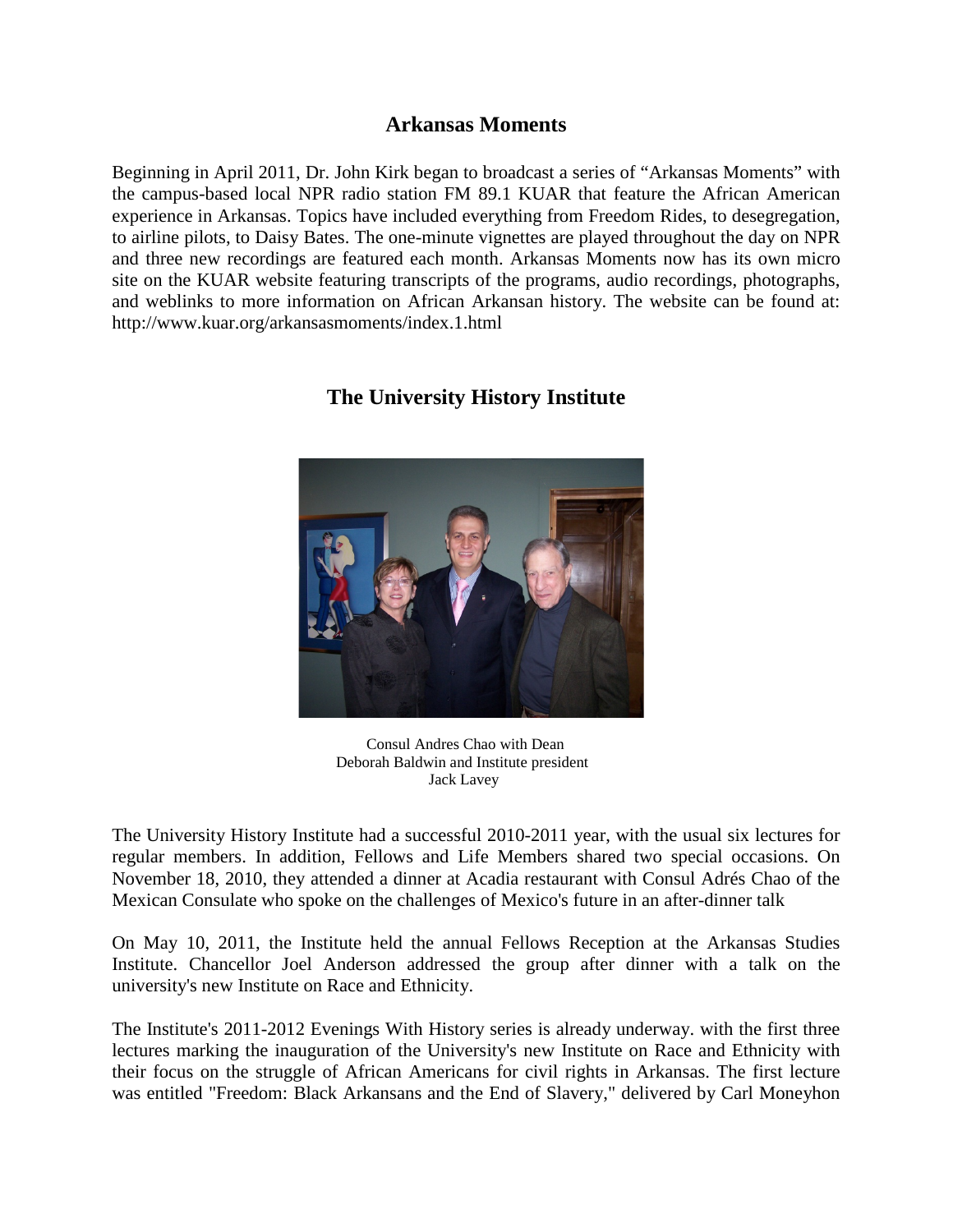## Arkansas Moments

Beginning in April 2011, Dr. John Kirk began to broadcast a series of "Arkansas Moments" with the campus-based local NPR radio station FM 89.1 KUAR that feature the African American experience in Arkansas. Topics have included everything from Freedom Rides, to desegregation, to airline pilots, to Daisy Bates. The one-minute vignettes are played throughout the day on NPR and three new recordings are featured each month. Arkansas Moments now has its own micro site on the KUAR website featuring transcripts of the programs, audio recordings, photographs, and weblinks to more information on African Arkansan history. The website can be found at: http://www.kuar.org/arkansasmoments/index.1.html

## The University History Institute

Consul Andres Chao with Dean Deborah Baldwin and Institute president Jack Lavey

The University History Institute had a successful 2010-2011 year, with the usual six lectures for regular members. In addition, Fellows and Life Members shared two special occasions. On November 18, 2010, they attended a dinner at Acadia restaurant with Consul Adrés Chao of the Mexican Consulate who spoke on the challenges of Mexico's future in an after-dinner talk

On May 10, 2011, the Institute held the annual Fellows Reception at the Arkansas Studies Institute. Chancellor Joel Anderson addressed the group after dinner with a talk on the university's new Institute on Race and Ethnicity.

The Institute's 2011-2012 Evenings With History series is already underway. with the first three lectures marking the inauguration of the University's new Institute on Race and Ethnicity with their focus on the struggle of African Americans for civil rights in Arkansas. The first lecture was entitled "Freedom: Black Arkansans and the End of Slavery," delivered by Carl Moneyhon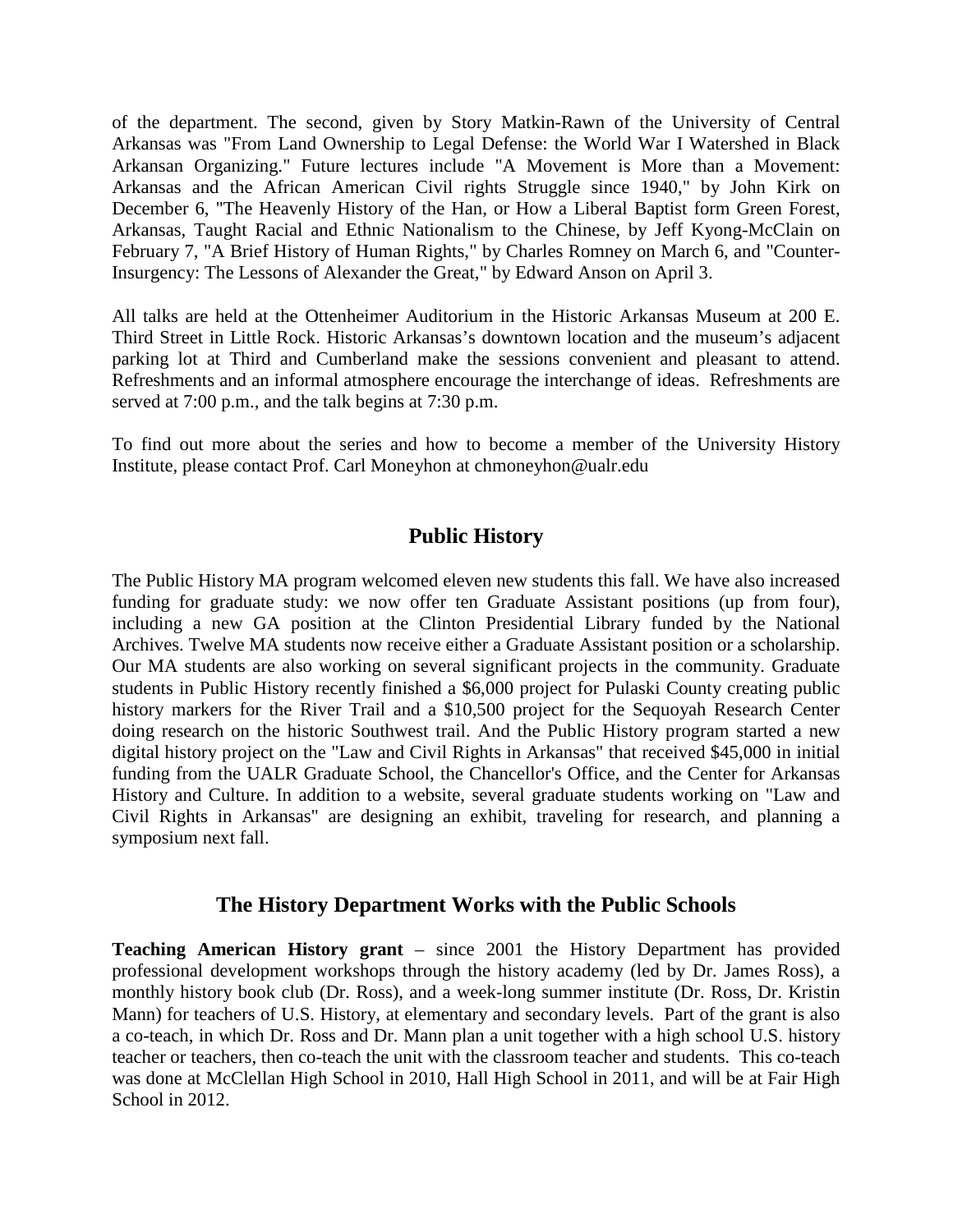of the department. The second, given by Story Matkin-Rawn of the University of Central Arkansas was "From Land Ownership to Legal Defense: the World War I Watershed in Black Arkansan Organizing." Future lectures include "A Movement is More than a Movement: Arkansas and the African American Civil rights Struggle since 1940," by John Kirk on December 6, "The Heavenly History of the Han, or How a Liberal Baptist form Green Forest, Arkansas, Taught Racial and Ethnic Nationalism to the Chinese, by Jeff Kyong-McClain on February 7, "A Brief History of Human Rights," by Charles Romney on March 6, and "Counter-Insurgency: The Lessons of Alexander the Great," by Edward Anson on April 3.

All talks are held at the Ottenheimer Auditorium in the Historic Arkansas Museum at 200 E. Third Street in Little Rock. Historic Arkansas's downtown location and the museum's adjacent parking lot at Third and Cumberland make the sessions convenient and pleasant to attend. Refreshments and an informal atmosphere encourage the interchange of ideas. Refreshments are served at 7:00 p.m., and the talk begins at 7:30 p.m.

To find out more about the series and how to become a member of the University History Institute, please contact Prof. Carl Moneyhon at chmoneyhon@ualr.edu

## Public History

The Public History MA program welcomed eleven new students this fall. We have also increased funding for graduate study: we now offer ten Graduate Assistant positions (up from four), including a new GA position at the Clinton Presidential Library funded by the National Archives. Twelve MA students now receive either a Graduate Assistant position or a scholarship. Our MA students are also working on several significant projects in the community. Graduate students in Public History recently finished a $6,000 project for Pulaski County creating public history markers for the River Trail and a $10,500 project for the Sequoyah Research Center doing research on the historic Southwest trail. And the Public History program started a new digital history project on the "Law and Civil Rights in Arkansas" that received $45,000 in initial funding from the UALR Graduate School, the Chancellor's Office, and the Center for Arkansas History and Culture. In addition to a website, several graduate students working on "Law and Civil Rights in Arkansas" are designing an exhibit, traveling for research, and planning a symposium next fall.

## The History Department Works with the Public Schools

**Teaching American History grant** – since 2001 the History Department has provided professional development workshops through the history academy (led by Dr. James Ross), a monthly history book club (Dr. Ross), and a week-long summer institute (Dr. Ross, Dr. Kristin Mann) for teachers of U.S. History, at elementary and secondary levels. Part of the grant is also a co-teach, in which Dr. Ross and Dr. Mann plan a unit together with a high school U.S. history teacher or teachers, then co-teach the unit with the classroom teacher and students. This co-teach was done at McClellan High School in 2010, Hall High School in 2011, and will be at Fair High School in 2012.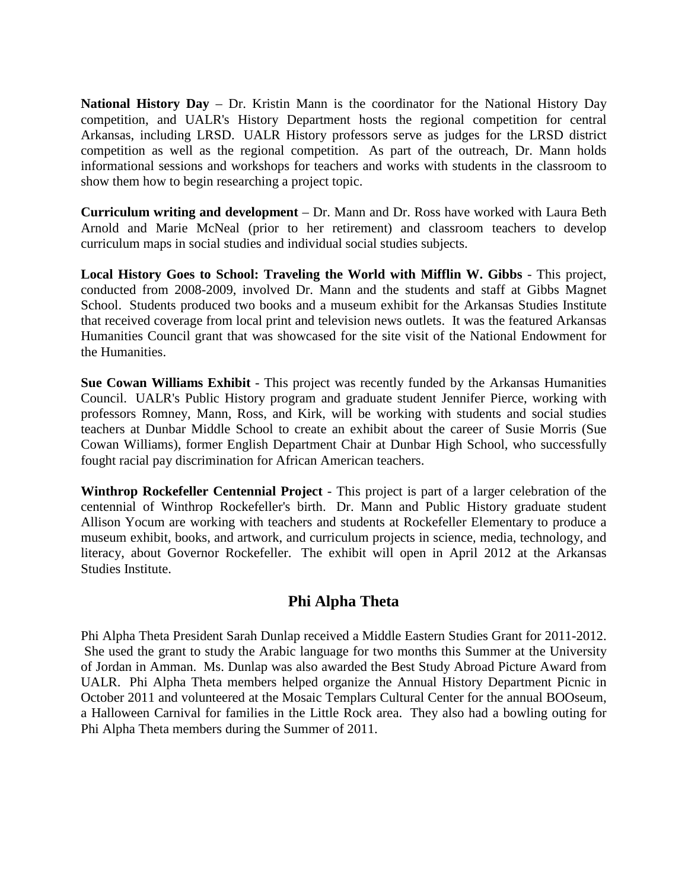**National History Day** – Dr. Kristin Mann is the coordinator for the National History Day competition, and UALR's History Department hosts the regional competition for central Arkansas, including LRSD. UALR History professors serve as judges for the LRSD district competition as well as the regional competition. As part of the outreach, Dr. Mann holds informational sessions and workshops for teachers and works with students in the classroom to show them how to begin researching a project topic.

**Curriculum writing and development** – Dr. Mann and Dr. Ross have worked with Laura Beth Arnold and Marie McNeal (prior to her retirement) and classroom teachers to develop curriculum maps in social studies and individual social studies subjects.

**Local History Goes to School: Traveling the World with Mifflin W. Gibbs** - This project, conducted from 2008-2009, involved Dr. Mann and the students and staff at Gibbs Magnet School. Students produced two books and a museum exhibit for the Arkansas Studies Institute that received coverage from local print and television news outlets. It was the featured Arkansas Humanities Council grant that was showcased for the site visit of the National Endowment for the Humanities.

**Sue Cowan Williams Exhibit** - This project was recently funded by the Arkansas Humanities Council. UALR's Public History program and graduate student Jennifer Pierce, working with professors Romney, Mann, Ross, and Kirk, will be working with students and social studies teachers at Dunbar Middle School to create an exhibit about the career of Susie Morris (Sue Cowan Williams), former English Department Chair at Dunbar High School, who successfully fought racial pay discrimination for African American teachers.

**Winthrop Rockefeller Centennial Project** - This project is part of a larger celebration of the centennial of Winthrop Rockefeller's birth. Dr. Mann and Public History graduate student Allison Yocum are working with teachers and students at Rockefeller Elementary to produce a museum exhibit, books, and artwork, and curriculum projects in science, media, technology, and literacy, about Governor Rockefeller. The exhibit will open in April 2012 at the Arkansas Studies Institute.

## Phi Alpha Theta

Phi Alpha Theta President Sarah Dunlap received a Middle Eastern Studies Grant for 2011-2012. She used the grant to study the Arabic language for two months this Summer at the University of Jordan in Amman. Ms. Dunlap was also awarded the Best Study Abroad Picture Award from UALR. Phi Alpha Theta members helped organize the Annual History Department Picnic in October 2011 and volunteered at the Mosaic Templars Cultural Center for the annual BOOseum, a Halloween Carnival for families in the Little Rock area. They also had a bowling outing for Phi Alpha Theta members during the Summer of 2011.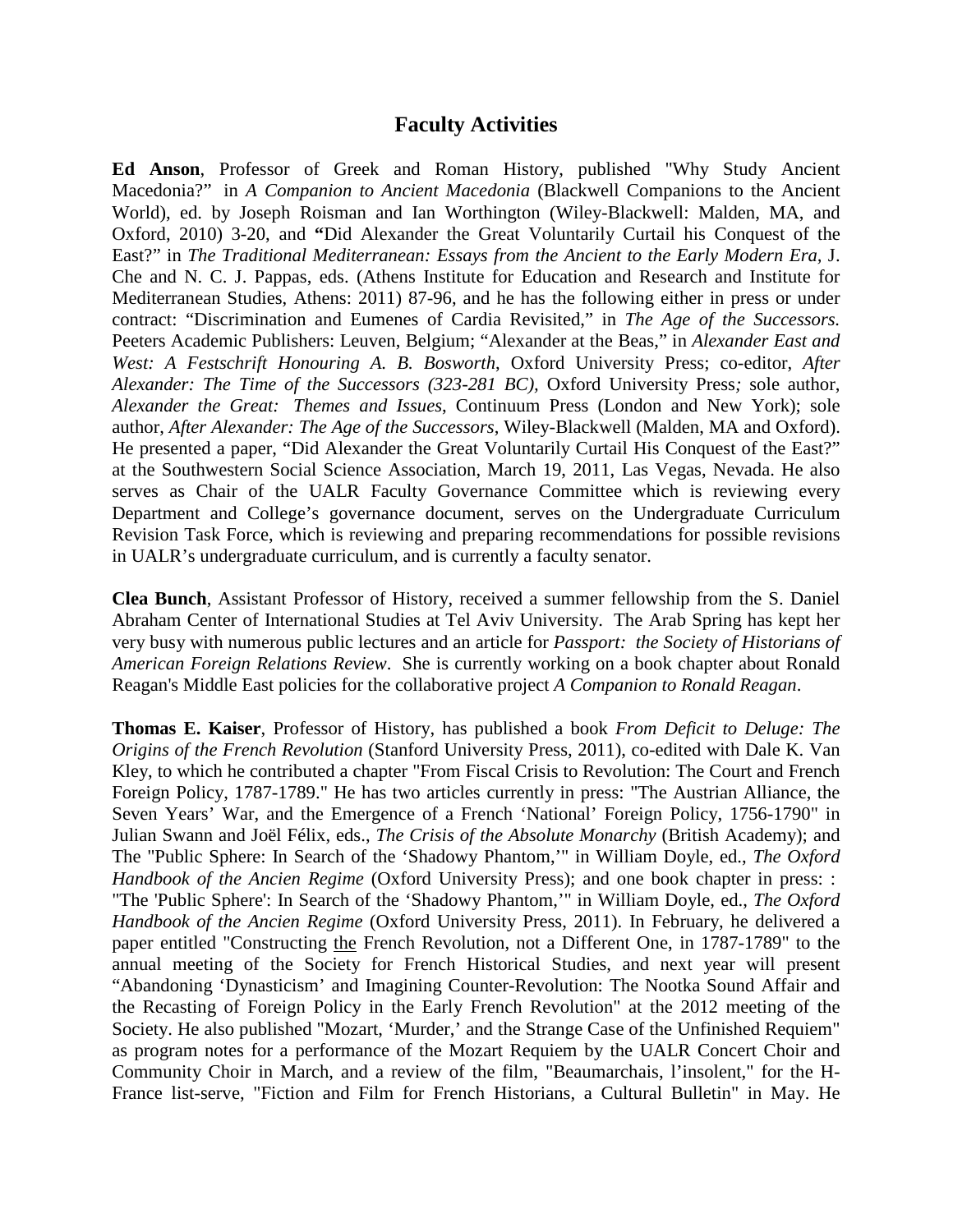## Faculty Activities

**Ed Anson**, Professor of Greek and Roman History, published "Why Study Ancient Macedonia?" in *A Companion to Ancient Macedonia* (Blackwell Companions to the Ancient World), ed. by Joseph Roisman and Ian Worthington (Wiley-Blackwell: Malden, MA, and Oxford, 2010) 3-20, and **"**Did Alexander the Great Voluntarily Curtail his Conquest of the East?" in *The Traditional Mediterranean: Essays from the Ancient to the Early Modern Era*, J. Che and N. C. J. Pappas, eds. (Athens Institute for Education and Research and Institute for Mediterranean Studies, Athens: 2011) 87-96, and he has the following either in press or under contract: "Discrimination and Eumenes of Cardia Revisited," in *The Age of the Successors.* Peeters Academic Publishers: Leuven, Belgium; "Alexander at the Beas," in *Alexander East and West: A Festschrift Honouring A. B. Bosworth*, Oxford University Press; co-editor, *After Alexander: The Time of the Successors (323-281 BC),* Oxford University Press*;* sole author, *Alexander the Great: Themes and Issues*, Continuum Press (London and New York); sole author, *After Alexander: The Age of the Successors*, Wiley-Blackwell (Malden, MA and Oxford). He presented a paper, "Did Alexander the Great Voluntarily Curtail His Conquest of the East?" at the Southwestern Social Science Association, March 19, 2011, Las Vegas, Nevada. He also serves as Chair of the UALR Faculty Governance Committee which is reviewing every Department and College's governance document, serves on the Undergraduate Curriculum Revision Task Force, which is reviewing and preparing recommendations for possible revisions in UALR's undergraduate curriculum, and is currently a faculty senator.

**Clea Bunch**, Assistant Professor of History, received a summer fellowship from the S. Daniel Abraham Center of International Studies at Tel Aviv University. The Arab Spring has kept her very busy with numerous public lectures and an article for *Passport: the Society of Historians of American Foreign Relations Review*. She is currently working on a book chapter about Ronald Reagan's Middle East policies for the collaborative project *A Companion to Ronald Reagan*.

**Thomas E. Kaiser**, Professor of History, has published a book *From Deficit to Deluge: The Origins of the French Revolution* (Stanford University Press, 2011), co-edited with Dale K. Van Kley, to which he contributed a chapter "From Fiscal Crisis to Revolution: The Court and French Foreign Policy, 1787-1789." He has two articles currently in press: "The Austrian Alliance, the Seven Years' War, and the Emergence of a French 'National' Foreign Policy, 1756-1790" in Julian Swann and Joël Félix, eds., *The Crisis of the Absolute Monarchy* (British Academy); and The "Public Sphere: In Search of the 'Shadowy Phantom,'" in William Doyle, ed., *The Oxford Handbook of the Ancien Regime* (Oxford University Press); and one book chapter in press: : "The 'Public Sphere': In Search of the 'Shadowy Phantom,'" in William Doyle, ed., *The Oxford Handbook of the Ancien Regime* (Oxford University Press, 2011). In February, he delivered a paper entitled "Constructing <u>the</u> French Revolution, not a Different One, in 1787-1789" to the annual meeting of the Society for French Historical Studies, and next year will present "Abandoning 'Dynasticism' and Imagining Counter-Revolution: The Nootka Sound Affair and the Recasting of Foreign Policy in the Early French Revolution" at the 2012 meeting of the Society. He also published "Mozart, 'Murder,' and the Strange Case of the Unfinished Requiem" as program notes for a performance of the Mozart Requiem by the UALR Concert Choir and Community Choir in March, and a review of the film, "Beaumarchais, l'insolent," for the H-France list-serve, "Fiction and Film for French Historians, a Cultural Bulletin" in May. He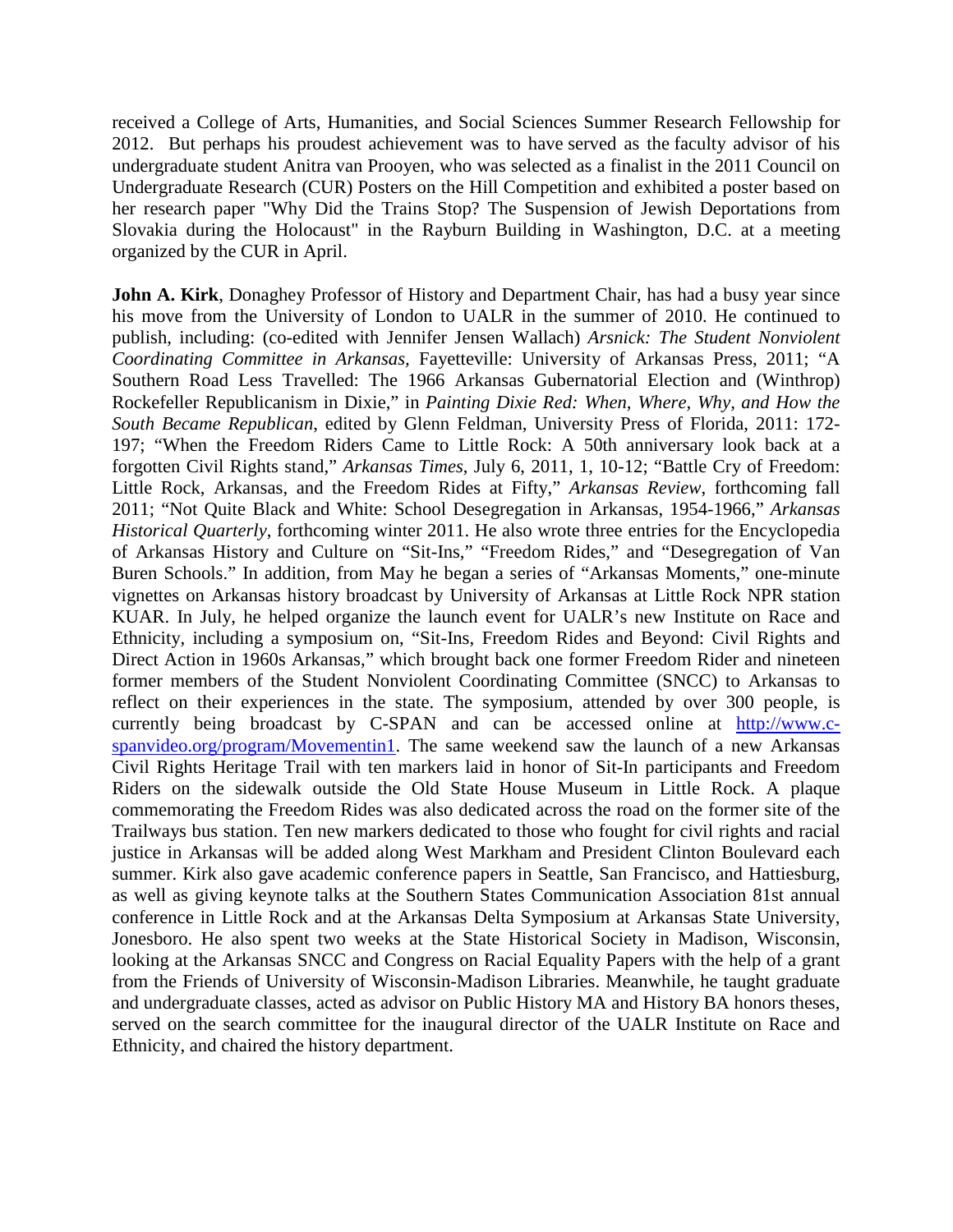received a College of Arts, Humanities, and Social Sciences Summer Research Fellowship for 2012. But perhaps his proudest achievement was to have served as the faculty advisor of his undergraduate student Anitra van Prooyen, who was selected as a finalist in the 2011 Council on Undergraduate Research (CUR) Posters on the Hill Competition and exhibited a poster based on her research paper "Why Did the Trains Stop? The Suspension of Jewish Deportations from Slovakia during the Holocaust" in the Rayburn Building in Washington, D.C. at a meeting organized by the CUR in April.

**John A. Kirk**, Donaghey Professor of History and Department Chair, has had a busy year since his move from the University of London to UALR in the summer of 2010. He continued to publish, including: (co-edited with Jennifer Jensen Wallach) *Arsnick: The Student Nonviolent Coordinating Committee in Arkansas*, Fayetteville: University of Arkansas Press, 2011; "A Southern Road Less Travelled: The 1966 Arkansas Gubernatorial Election and (Winthrop) Rockefeller Republicanism in Dixie," in *Painting Dixie Red: When, Where, Why, and How the South Became Republican*, edited by Glenn Feldman, University Press of Florida, 2011: 172-197; "When the Freedom Riders Came to Little Rock: A 50th anniversary look back at a forgotten Civil Rights stand," *Arkansas Times*, July 6, 2011, 1, 10-12; "Battle Cry of Freedom: Little Rock, Arkansas, and the Freedom Rides at Fifty," *Arkansas Review*, forthcoming fall 2011; "Not Quite Black and White: School Desegregation in Arkansas, 1954-1966," *Arkansas Historical Quarterly*, forthcoming winter 2011. He also wrote three entries for the Encyclopedia of Arkansas History and Culture on "Sit-Ins," "Freedom Rides," and "Desegregation of Van Buren Schools." In addition, from May he began a series of "Arkansas Moments," one-minute vignettes on Arkansas history broadcast by University of Arkansas at Little Rock NPR station KUAR. In July, he helped organize the launch event for UALR's new Institute on Race and Ethnicity, including a symposium on, "Sit-Ins, Freedom Rides and Beyond: Civil Rights and Direct Action in 1960s Arkansas," which brought back one former Freedom Rider and nineteen former members of the Student Nonviolent Coordinating Committee (SNCC) to Arkansas to reflect on their experiences in the state. The symposium, attended by over 300 people, is currently being broadcast by C-SPAN and can be accessed online at [http://www.c-spanvideo.org/program/Movementin1](http://www.c-spanvideo.org/program/Movementin1). The same weekend saw the launch of a new Arkansas Civil Rights Heritage Trail with ten markers laid in honor of Sit-In participants and Freedom Riders on the sidewalk outside the Old State House Museum in Little Rock. A plaque commemorating the Freedom Rides was also dedicated across the road on the former site of the Trailways bus station. Ten new markers dedicated to those who fought for civil rights and racial justice in Arkansas will be added along West Markham and President Clinton Boulevard each summer. Kirk also gave academic conference papers in Seattle, San Francisco, and Hattiesburg, as well as giving keynote talks at the Southern States Communication Association 81st annual conference in Little Rock and at the Arkansas Delta Symposium at Arkansas State University, Jonesboro. He also spent two weeks at the State Historical Society in Madison, Wisconsin, looking at the Arkansas SNCC and Congress on Racial Equality Papers with the help of a grant from the Friends of University of Wisconsin-Madison Libraries. Meanwhile, he taught graduate and undergraduate classes, acted as advisor on Public History MA and History BA honors theses, served on the search committee for the inaugural director of the UALR Institute on Race and Ethnicity, and chaired the history department.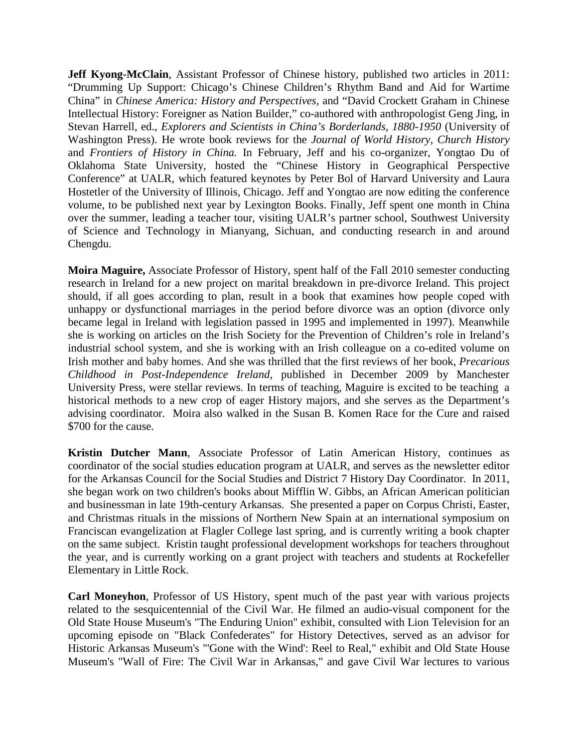**Jeff Kyong-McClain**, Assistant Professor of Chinese history, published two articles in 2011: "Drumming Up Support: Chicago's Chinese Children's Rhythm Band and Aid for Wartime China" in *Chinese America: History and Perspectives,* and "David Crockett Graham in Chinese Intellectual History: Foreigner as Nation Builder," co-authored with anthropologist Geng Jing, in Stevan Harrell, ed., *Explorers and Scientists in China's Borderlands, 1880-1950* (University of Washington Press). He wrote book reviews for the *Journal of World History, Church History* and *Frontiers of History in China.* In February, Jeff and his co-organizer, Yongtao Du of Oklahoma State University, hosted the "Chinese History in Geographical Perspective Conference" at UALR, which featured keynotes by Peter Bol of Harvard University and Laura Hostetler of the University of Illinois, Chicago. Jeff and Yongtao are now editing the conference volume, to be published next year by Lexington Books. Finally, Jeff spent one month in China over the summer, leading a teacher tour, visiting UALR's partner school, Southwest University of Science and Technology in Mianyang, Sichuan, and conducting research in and around Chengdu.

**Moira Maguire,** Associate Professor of History, spent half of the Fall 2010 semester conducting research in Ireland for a new project on marital breakdown in pre-divorce Ireland. This project should, if all goes according to plan, result in a book that examines how people coped with unhappy or dysfunctional marriages in the period before divorce was an option (divorce only became legal in Ireland with legislation passed in 1995 and implemented in 1997). Meanwhile she is working on articles on the Irish Society for the Prevention of Children's role in Ireland's industrial school system, and she is working with an Irish colleague on a co-edited volume on Irish mother and baby homes. And she was thrilled that the first reviews of her book, *Precarious Childhood in Post-Independence Ireland*, published in December 2009 by Manchester University Press, were stellar reviews. In terms of teaching, Maguire is excited to be teaching a historical methods to a new crop of eager History majors, and she serves as the Department's advising coordinator. Moira also walked in the Susan B. Komen Race for the Cure and raised $700 for the cause.

**Kristin Dutcher Mann**, Associate Professor of Latin American History, continues as coordinator of the social studies education program at UALR, and serves as the newsletter editor for the Arkansas Council for the Social Studies and District 7 History Day Coordinator. In 2011, she began work on two children's books about Mifflin W. Gibbs, an African American politician and businessman in late 19th-century Arkansas. She presented a paper on Corpus Christi, Easter, and Christmas rituals in the missions of Northern New Spain at an international symposium on Franciscan evangelization at Flagler College last spring, and is currently writing a book chapter on the same subject. Kristin taught professional development workshops for teachers throughout the year, and is currently working on a grant project with teachers and students at Rockefeller Elementary in Little Rock.

**Carl Moneyhon**, Professor of US History, spent much of the past year with various projects related to the sesquicentennial of the Civil War. He filmed an audio-visual component for the Old State House Museum's "The Enduring Union" exhibit, consulted with Lion Television for an upcoming episode on "Black Confederates" for History Detectives, served as an advisor for Historic Arkansas Museum's "'Gone with the Wind': Reel to Real," exhibit and Old State House Museum's "Wall of Fire: The Civil War in Arkansas," and gave Civil War lectures to various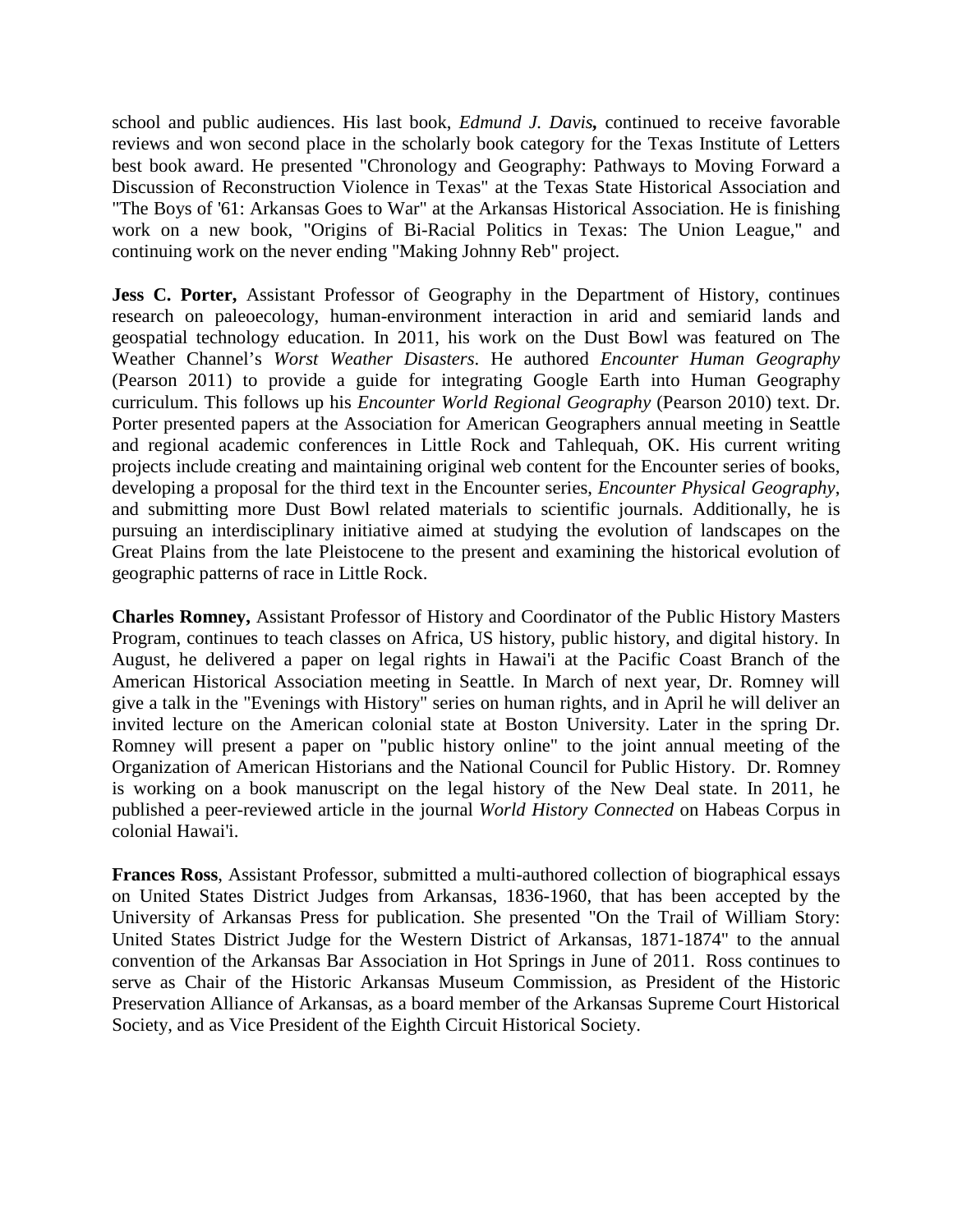school and public audiences. His last book, *Edmund J. Davis***,** continued to receive favorable reviews and won second place in the scholarly book category for the Texas Institute of Letters best book award. He presented "Chronology and Geography: Pathways to Moving Forward a Discussion of Reconstruction Violence in Texas" at the Texas State Historical Association and "The Boys of '61: Arkansas Goes to War" at the Arkansas Historical Association. He is finishing work on a new book, "Origins of Bi-Racial Politics in Texas: The Union League," and continuing work on the never ending "Making Johnny Reb" project.

**Jess C. Porter,** Assistant Professor of Geography in the Department of History, continues research on paleoecology, human-environment interaction in arid and semiarid lands and geospatial technology education. In 2011, his work on the Dust Bowl was featured on The Weather Channel's *Worst Weather Disasters*. He authored *Encounter Human Geography* (Pearson 2011) to provide a guide for integrating Google Earth into Human Geography curriculum. This follows up his *Encounter World Regional Geography* (Pearson 2010) text. Dr. Porter presented papers at the Association for American Geographers annual meeting in Seattle and regional academic conferences in Little Rock and Tahlequah, OK. His current writing projects include creating and maintaining original web content for the Encounter series of books, developing a proposal for the third text in the Encounter series, *Encounter Physical Geography*, and submitting more Dust Bowl related materials to scientific journals. Additionally, he is pursuing an interdisciplinary initiative aimed at studying the evolution of landscapes on the Great Plains from the late Pleistocene to the present and examining the historical evolution of geographic patterns of race in Little Rock.

**Charles Romney,** Assistant Professor of History and Coordinator of the Public History Masters Program, continues to teach classes on Africa, US history, public history, and digital history. In August, he delivered a paper on legal rights in Hawai'i at the Pacific Coast Branch of the American Historical Association meeting in Seattle. In March of next year, Dr. Romney will give a talk in the "Evenings with History" series on human rights, and in April he will deliver an invited lecture on the American colonial state at Boston University. Later in the spring Dr. Romney will present a paper on "public history online" to the joint annual meeting of the Organization of American Historians and the National Council for Public History. Dr. Romney is working on a book manuscript on the legal history of the New Deal state. In 2011, he published a peer-reviewed article in the journal *World History Connected* on Habeas Corpus in colonial Hawai'i.

**Frances Ross**, Assistant Professor, submitted a multi-authored collection of biographical essays on United States District Judges from Arkansas, 1836-1960, that has been accepted by the University of Arkansas Press for publication. She presented "On the Trail of William Story: United States District Judge for the Western District of Arkansas, 1871-1874" to the annual convention of the Arkansas Bar Association in Hot Springs in June of 2011. Ross continues to serve as Chair of the Historic Arkansas Museum Commission, as President of the Historic Preservation Alliance of Arkansas, as a board member of the Arkansas Supreme Court Historical Society, and as Vice President of the Eighth Circuit Historical Society.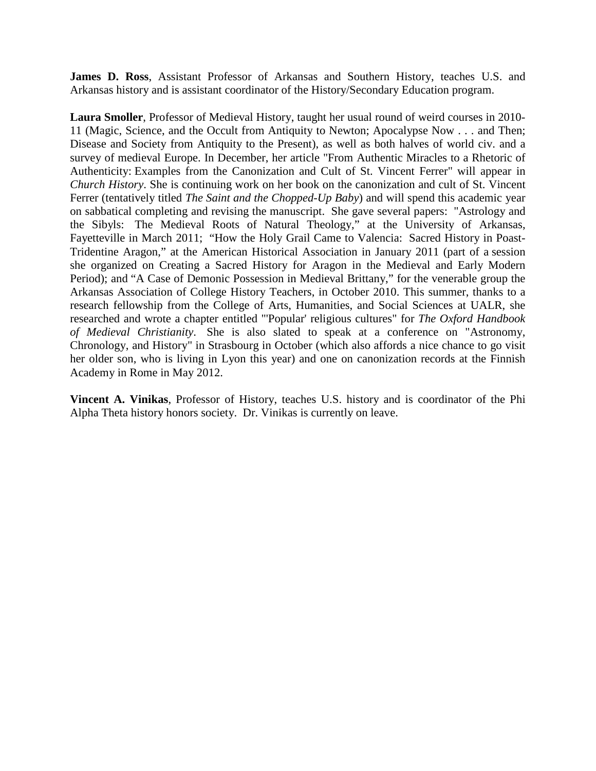**James D. Ross**, Assistant Professor of Arkansas and Southern History, teaches U.S. and Arkansas history and is assistant coordinator of the History/Secondary Education program.

**Laura Smoller**, Professor of Medieval History, taught her usual round of weird courses in 2010-11 (Magic, Science, and the Occult from Antiquity to Newton; Apocalypse Now . . . and Then; Disease and Society from Antiquity to the Present), as well as both halves of world civ. and a survey of medieval Europe. In December, her article "From Authentic Miracles to a Rhetoric of Authenticity: Examples from the Canonization and Cult of St. Vincent Ferrer" will appear in *Church History*. She is continuing work on her book on the canonization and cult of St. Vincent Ferrer (tentatively titled *The Saint and the Chopped-Up Baby*) and will spend this academic year on sabbatical completing and revising the manuscript. She gave several papers: "Astrology and the Sibyls: The Medieval Roots of Natural Theology," at the University of Arkansas, Fayetteville in March 2011; "How the Holy Grail Came to Valencia: Sacred History in Poast-Tridentine Aragon," at the American Historical Association in January 2011 (part of a session she organized on Creating a Sacred History for Aragon in the Medieval and Early Modern Period); and "A Case of Demonic Possession in Medieval Brittany," for the venerable group the Arkansas Association of College History Teachers, in October 2010. This summer, thanks to a research fellowship from the College of Arts, Humanities, and Social Sciences at UALR, she researched and wrote a chapter entitled "'Popular' religious cultures" for *The Oxford Handbook of Medieval Christianity*. She is also slated to speak at a conference on "Astronomy, Chronology, and History" in Strasbourg in October (which also affords a nice chance to go visit her older son, who is living in Lyon this year) and one on canonization records at the Finnish Academy in Rome in May 2012.

**Vincent A. Vinikas**, Professor of History, teaches U.S. history and is coordinator of the Phi Alpha Theta history honors society. Dr. Vinikas is currently on leave.